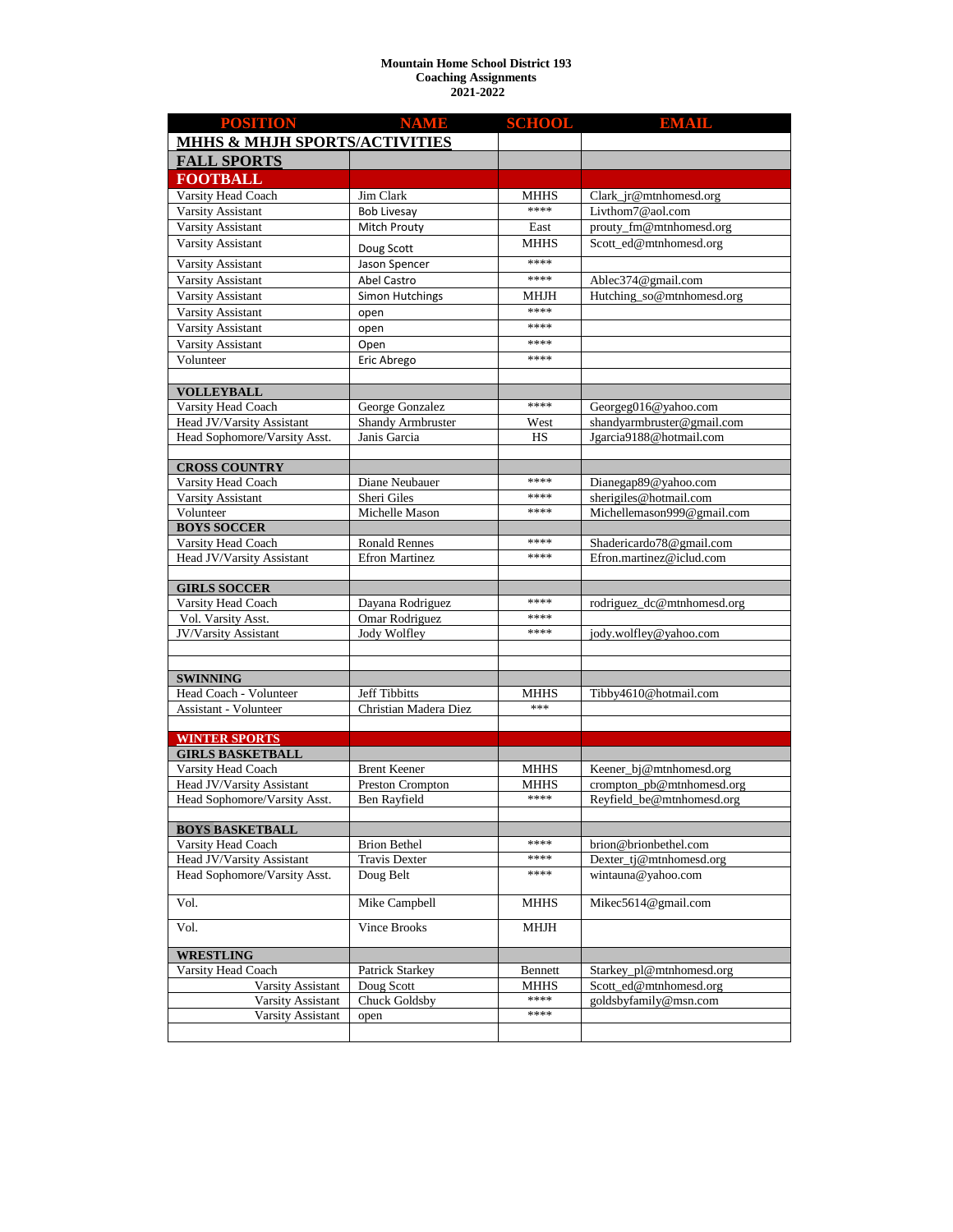**Mountain Home School District 193**
**Coaching Assignments**
**2021-2022**

| POSITION | NAME | SCHOOL | EMAIL |
|---|---|---|---|
| **MHHS & MHJH SPORTS/ACTIVITIES** | | | |
| **FALL SPORTS** | | | |
| **FOOTBALL** | | | |
| Varsity Head Coach | Jim Clark | MHHS | Clark_jr@mtnhomesd.org |
| Varsity Assistant | Bob Livesay | **** | Livthom7@aol.com |
| Varsity Assistant | Mitch Prouty | East | prouty_fm@mtnhomesd.org |
| Varsity Assistant | Doug Scott | MHHS | Scott_ed@mtnhomesd.org |
| Varsity Assistant | Jason Spencer | **** | |
| Varsity Assistant | Abel Castro | **** | Ablec374@gmail.com |
| Varsity Assistant | Simon Hutchings | MHJH | Hutching_so@mtnhomesd.org |
| Varsity Assistant | open | **** | |
| Varsity Assistant | open | **** | |
| Varsity Assistant | Open | **** | |
| Volunteer | Eric Abrego | **** | |
| | | | |
| **VOLLEYBALL** | | | |
| Varsity Head Coach | George Gonzalez | **** | Georgeg016@yahoo.com |
| Head JV/Varsity Assistant | Shandy Armbruster | West | shandyarmbruster@gmail.com |
| Head Sophomore/Varsity Asst. | Janis Garcia | HS | Jgarcia9188@hotmail.com |
| | | | |
| **CROSS COUNTRY** | | | |
| Varsity Head Coach | Diane Neubauer | **** | Dianegap89@yahoo.com |
| Varsity Assistant | Sheri Giles | **** | sherigiles@hotmail.com |
| Volunteer | Michelle Mason | **** | Michellemason999@gmail.com |
| **BOYS SOCCER** | | | |
| Varsity Head Coach | Ronald Rennes | **** | Shadericardo78@gmail.com |
| Head JV/Varsity Assistant | Efron Martinez | **** | Efron.martinez@iclud.com |
| | | | |
| **GIRLS SOCCER** | | | |
| Varsity Head Coach | Dayana Rodriguez | **** | rodriguez_dc@mtnhomesd.org |
| Vol. Varsity Asst. | Omar Rodriguez | **** | |
| JV/Varsity Assistant | Jody Wolfley | **** | jody.wolfley@yahoo.com |
| | | | |
| | | | |
| **SWINNING** | | | |
| Head Coach - Volunteer | Jeff Tibbitts | MHHS | Tibby4610@hotmail.com |
| Assistant - Volunteer | Christian Madera Diez | *** | |
| | | | |
| **WINTER SPORTS** | | | |
| **GIRLS BASKETBALL** | | | |
| Varsity Head Coach | Brent Keener | MHHS | Keener_bj@mtnhomesd.org |
| Head JV/Varsity Assistant | Preston Crompton | MHHS | crompton_pb@mtnhomesd.org |
| Head Sophomore/Varsity Asst. | Ben Rayfield | **** | Reyfield_be@mtnhomesd.org |
| | | | |
| **BOYS BASKETBALL** | | | |
| Varsity Head Coach | Brion Bethel | **** | brion@brionbethel.com |
| Head JV/Varsity Assistant | Travis Dexter | **** | Dexter_tj@mtnhomesd.org |
| Head Sophomore/Varsity Asst. | Doug Belt | **** | wintauna@yahoo.com |
| Vol. | Mike Campbell | MHHS | Mikec5614@gmail.com |
| Vol. | Vince Brooks | MHJH | |
| **WRESTLING** | | | |
| Varsity Head Coach | Patrick Starkey | Bennett | Starkey_pl@mtnhomesd.org |
| Varsity Assistant | Doug Scott | MHHS | Scott_ed@mtnhomesd.org |
| Varsity Assistant | Chuck Goldsby | **** | goldsbyfamily@msn.com |
| Varsity Assistant | open | **** | |
| | | | |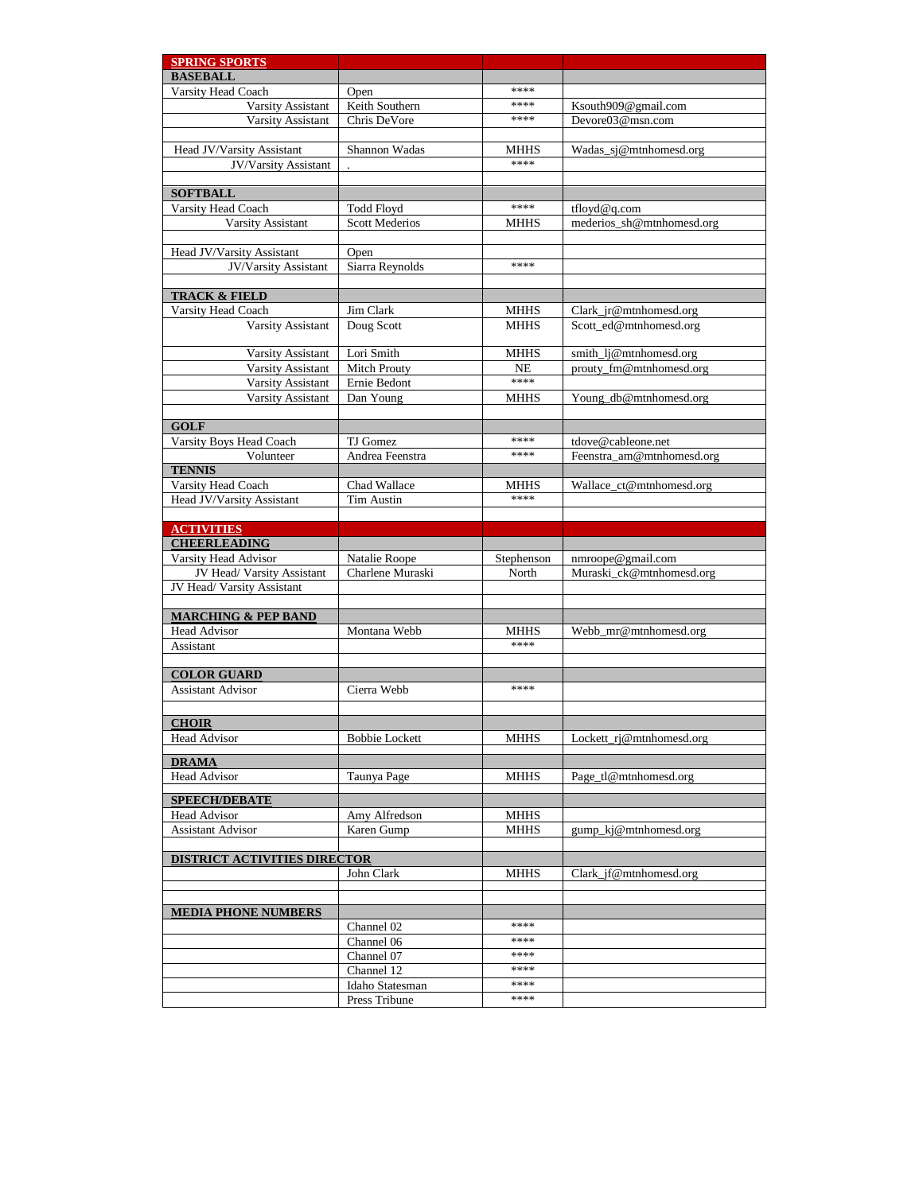| **SPRING SPORTS** | | | |
|---|---|---|---|
| **BASEBALL** | | | |
| Varsity Head Coach | Open | **** | |
| Varsity Assistant | Keith Southern | **** | Ksouth909@gmail.com |
| Varsity Assistant | Chris DeVore | **** | Devore03@msn.com |
| | | | |
| Head JV/Varsity Assistant | Shannon Wadas | MHHS | Wadas_sj@mtnhomesd.org |
| JV/Varsity Assistant | . | **** | |
| | | | |
| **SOFTBALL** | | | |
| Varsity Head Coach | Todd Floyd | **** | tfloyd@q.com |
| Varsity Assistant | Scott Mederios | MHHS | mederios_sh@mtnhomesd.org |
| | | | |
| Head JV/Varsity Assistant | Open | | |
| JV/Varsity Assistant | Siarra Reynolds | **** | |
| | | | |
| **TRACK & FIELD** | | | |
| Varsity Head Coach | Jim Clark | MHHS | Clark_jr@mtnhomesd.org |
| Varsity Assistant | Doug Scott | MHHS | Scott_ed@mtnhomesd.org |
| Varsity Assistant | Lori Smith | MHHS | smith_lj@mtnhomesd.org |
| Varsity Assistant | Mitch Prouty | NE | prouty_fm@mtnhomesd.org |
| Varsity Assistant | Ernie Bedont | **** | |
| Varsity Assistant | Dan Young | MHHS | Young_db@mtnhomesd.org |
| | | | |
| **GOLF** | | | |
| Varsity Boys Head Coach | TJ Gomez | **** | tdove@cableone.net |
| Volunteer | Andrea Feenstra | **** | Feenstra_am@mtnhomesd.org |
| **TENNIS** | | | |
| Varsity Head Coach | Chad Wallace | MHHS | Wallace_ct@mtnhomesd.org |
| Head JV/Varsity Assistant | Tim Austin | **** | |
| | | | |
| **ACTIVITIES** | | | |
| **CHEERLEADING** | | | |
| Varsity Head Advisor | Natalie Roope | Stephenson | nmroope@gmail.com |
| JV Head/ Varsity Assistant | Charlene Muraski | North | Muraski_ck@mtnhomesd.org |
| JV Head/ Varsity Assistant | | | |
| | | | |
| **MARCHING & PEP BAND** | | | |
| Head Advisor | Montana Webb | MHHS | Webb_mr@mtnhomesd.org |
| Assistant | | **** | |
| | | | |
| **COLOR GUARD** | | | |
| Assistant Advisor | Cierra Webb | **** | |
| | | | |
| **CHOIR** | | | |
| Head Advisor | Bobbie Lockett | MHHS | Lockett_rj@mtnhomesd.org |
| **DRAMA** | | | |
| Head Advisor | Taunya Page | MHHS | Page_tl@mtnhomesd.org |
| **SPEECH/DEBATE** | | | |
| Head Advisor | Amy Alfredson | MHHS | |
| Assistant Advisor | Karen Gump | MHHS | gump_kj@mtnhomesd.org |
| | | | |
| **DISTRICT ACTIVITIES DIRECTOR** | | | |
| | John Clark | MHHS | Clark_jf@mtnhomesd.org |
| | | | |
| | | | |
| **MEDIA PHONE NUMBERS** | | | |
| | Channel 02 | **** | |
| | Channel 06 | **** | |
| | Channel 07 | **** | |
| | Channel 12 | **** | |
| | Idaho Statesman | **** | |
| | Press Tribune | **** | |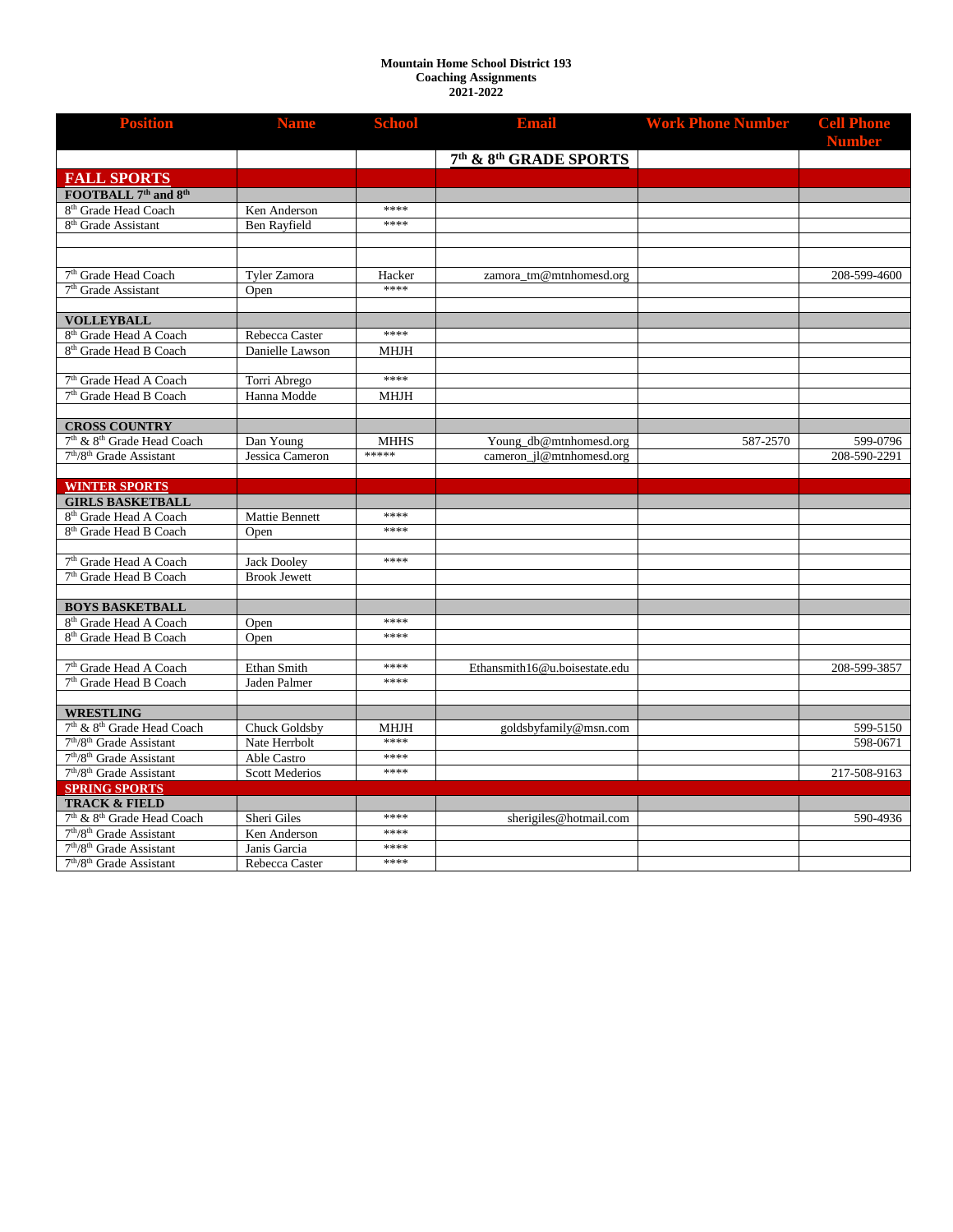**Mountain Home School District 193**
**Coaching Assignments**
**2021-2022**

| Position | Name | School | Email | Work Phone Number | Cell Phone Number |
|---|---|---|---|---|---|
| | | | **7th & 8th GRADE SPORTS** | | |
| **FALL SPORTS** | | | | | |
| **FOOTBALL 7th and 8th** | | | | | |
| 8th Grade Head Coach | Ken Anderson | **** | | | |
| 8th Grade Assistant | Ben Rayfield | **** | | | |
| | | | | | |
| | | | | | |
| 7th Grade Head Coach | Tyler Zamora | Hacker | zamora_tm@mtnhomesd.org | | 208-599-4600 |
| 7th Grade Assistant | Open | **** | | | |
| | | | | | |
| **VOLLEYBALL** | | | | | |
| 8th Grade Head A Coach | Rebecca Caster | **** | | | |
| 8th Grade Head B Coach | Danielle Lawson | MHJH | | | |
| | | | | | |
| 7th Grade Head A Coach | Torri Abrego | **** | | | |
| 7th Grade Head B Coach | Hanna Modde | MHJH | | | |
| | | | | | |
| **CROSS COUNTRY** | | | | | |
| 7th & 8th Grade Head Coach | Dan Young | MHHS | Young_db@mtnhomesd.org | 587-2570 | 599-0796 |
| 7th/8th Grade Assistant | Jessica Cameron | ***** | cameron_jl@mtnhomesd.org | | 208-590-2291 |
| | | | | | |
| **WINTER SPORTS** | | | | | |
| **GIRLS BASKETBALL** | | | | | |
| 8th Grade Head A Coach | Mattie Bennett | **** | | | |
| 8th Grade Head B Coach | Open | **** | | | |
| | | | | | |
| 7th Grade Head A Coach | Jack Dooley | **** | | | |
| 7th Grade Head B Coach | Brook Jewett | | | | |
| | | | | | |
| **BOYS BASKETBALL** | | | | | |
| 8th Grade Head A Coach | Open | **** | | | |
| 8th Grade Head B Coach | Open | **** | | | |
| | | | | | |
| 7th Grade Head A Coach | Ethan Smith | **** | Ethansmith16@u.boisestate.edu | | 208-599-3857 |
| 7th Grade Head B Coach | Jaden Palmer | **** | | | |
| | | | | | |
| **WRESTLING** | | | | | |
| 7th & 8th Grade Head Coach | Chuck Goldsby | MHJH | goldsbyfamily@msn.com | | 599-5150 |
| 7th/8th Grade Assistant | Nate Herrbolt | **** | | | 598-0671 |
| 7th/8th Grade Assistant | Able Castro | **** | | | |
| 7th/8th Grade Assistant | Scott Mederios | **** | | | 217-508-9163 |
| **SPRING SPORTS** | | | | | |
| **TRACK & FIELD** | | | | | |
| 7th & 8th Grade Head Coach | Sheri Giles | **** | sherigiles@hotmail.com | | 590-4936 |
| 7th/8th Grade Assistant | Ken Anderson | **** | | | |
| 7th/8th Grade Assistant | Janis Garcia | **** | | | |
| 7th/8th Grade Assistant | Rebecca Caster | **** | | | |